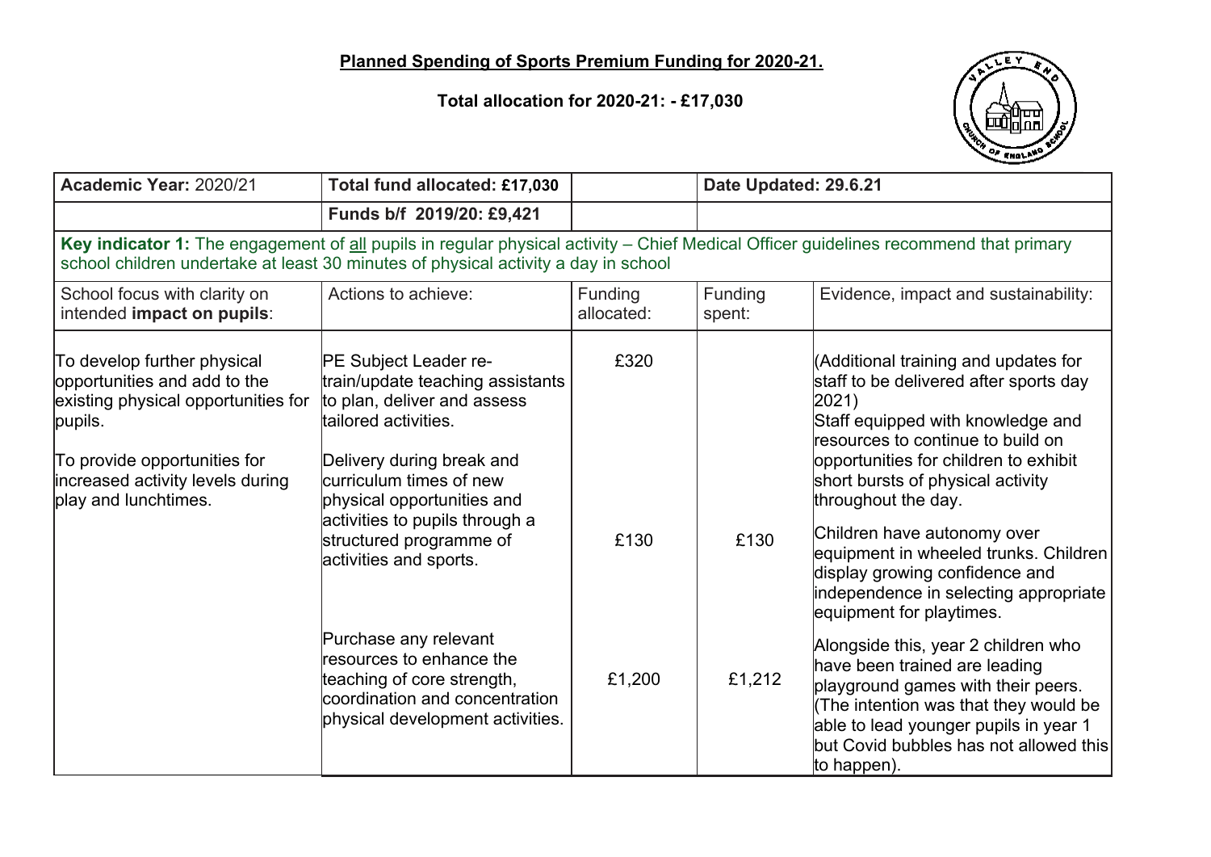**Planned Spending of Sports Premium Funding for 2020-21.**

**Total allocation for 2020-21: - £17,030**

| **Academic Year:** 2020/21 | **Total fund allocated: £17,030** | | **Date Updated: 29.6.21** | |
|---|---|---|---|---|
| | **Funds b/f 2019/20: £9,421** | | | |
| **Key indicator 1:** The engagement of all pupils in regular physical activity – Chief Medical Officer guidelines recommend that primary school children undertake at least 30 minutes of physical activity a day in school | | | | |
| School focus with clarity on intended **impact on pupils**: | Actions to achieve: | Funding allocated: | Funding spent: | Evidence, impact and sustainability: |
| To develop further physical opportunities and add to the existing physical opportunities for pupils.<br><br>To provide opportunities for increased activity levels during play and lunchtimes. | PE Subject Leader re-train/update teaching assistants to plan, deliver and assess tailored activities. | £320 | | (Additional training and updates for staff to be delivered after sports day 2021)<br>Staff equipped with knowledge and resources to continue to build on opportunities for children to exhibit short bursts of physical activity throughout the day. |
| | Delivery during break and curriculum times of new physical opportunities and activities to pupils through a structured programme of activities and sports. | £130 | £130 | Children have autonomy over equipment in wheeled trunks. Children display growing confidence and independence in selecting appropriate equipment for playtimes. |
| | Purchase any relevant resources to enhance the teaching of core strength, coordination and concentration physical development activities. | £1,200 | £1,212 | Alongside this, year 2 children who have been trained are leading playground games with their peers. (The intention was that they would be able to lead younger pupils in year 1 but Covid bubbles has not allowed this to happen). |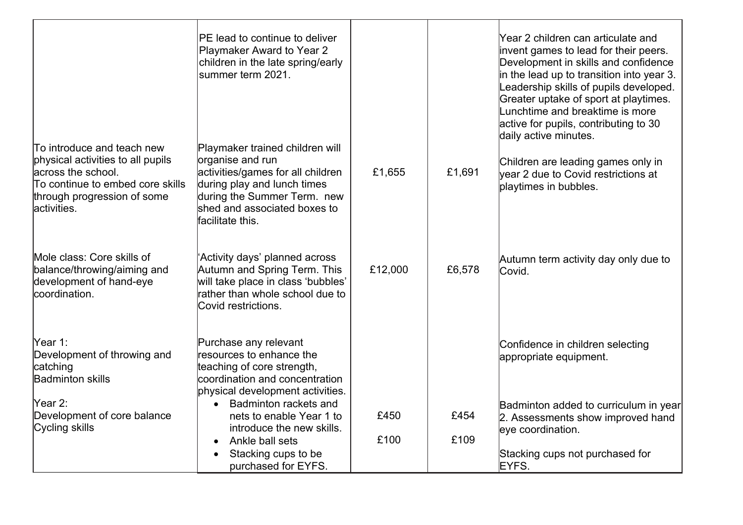| | | | | |
|---|---|---|---|---|
| | PE lead to continue to deliver Playmaker Award to Year 2 children in the late spring/early summer term 2021. | | | Year 2 children can articulate and invent games to lead for their peers. Development in skills and confidence in the lead up to transition into year 3. Leadership skills of pupils developed. Greater uptake of sport at playtimes. Lunchtime and breaktime is more active for pupils, contributing to 30 daily active minutes. |
| To introduce and teach new physical activities to all pupils across the school.<br>To continue to embed core skills through progression of some activities. | Playmaker trained children will organise and run activities/games for all children during play and lunch times during the Summer Term. new shed and associated boxes to facilitate this. | £1,655 | £1,691 | Children are leading games only in year 2 due to Covid restrictions at playtimes in bubbles. |
| Mole class: Core skills of balance/throwing/aiming and development of hand-eye coordination. | 'Activity days' planned across Autumn and Spring Term. This will take place in class 'bubbles' rather than whole school due to Covid restrictions. | £12,000 | £6,578 | Autumn term activity day only due to Covid. |
| Year 1:<br>Development of throwing and catching<br>Badminton skills<br><br>Year 2:<br>Development of core balance<br>Cycling skills | Purchase any relevant resources to enhance the teaching of core strength, coordination and concentration physical development activities.<br>• Badminton rackets and nets to enable Year 1 to introduce the new skills.<br>• Ankle ball sets<br>• Stacking cups to be purchased for EYFS. | <br><br><br><br>£450<br><br>£100 | <br><br><br><br>£454<br><br>£109 | Confidence in children selecting appropriate equipment.<br><br>Badminton added to curriculum in year 2. Assessments show improved hand eye coordination.<br><br>Stacking cups not purchased for EYFS. |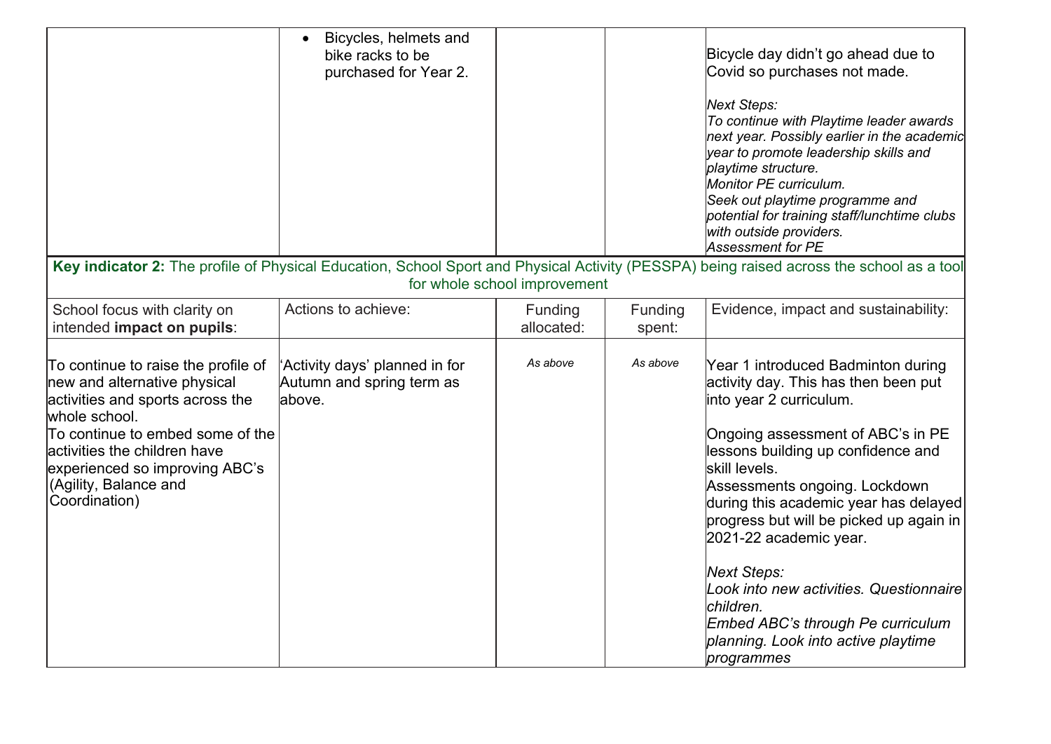| | • Bicycles, helmets and bike racks to be purchased for Year 2. | | | Bicycle day didn't go ahead due to Covid so purchases not made.<br><br>*Next Steps:*<br>*To continue with Playtime leader awards next year. Possibly earlier in the academic year to promote leadership skills and playtime structure.*<br>*Monitor PE curriculum.*<br>*Seek out playtime programme and potential for training staff/lunchtime clubs with outside providers.*<br>*Assessment for PE* |
|---|---|---|---|---|

**Key indicator 2:** The profile of Physical Education, School Sport and Physical Activity (PESSPA) being raised across the school as a tool for whole school improvement

| School focus with clarity on intended **impact on pupils**: | Actions to achieve: | Funding allocated: | Funding spent: | Evidence, impact and sustainability: |
|---|---|---|---|---|
| To continue to raise the profile of new and alternative physical activities and sports across the whole school.<br>To continue to embed some of the activities the children have experienced so improving ABC's (Agility, Balance and Coordination) | 'Activity days' planned in for Autumn and spring term as above. | *As above* | *As above* | Year 1 introduced Badminton during activity day. This has then been put into year 2 curriculum.<br><br>Ongoing assessment of ABC's in PE lessons building up confidence and skill levels.<br>Assessments ongoing. Lockdown during this academic year has delayed progress but will be picked up again in 2021-22 academic year.<br><br>*Next Steps:*<br>*Look into new activities. Questionnaire children.*<br>*Embed ABC's through Pe curriculum planning. Look into active playtime programmes* |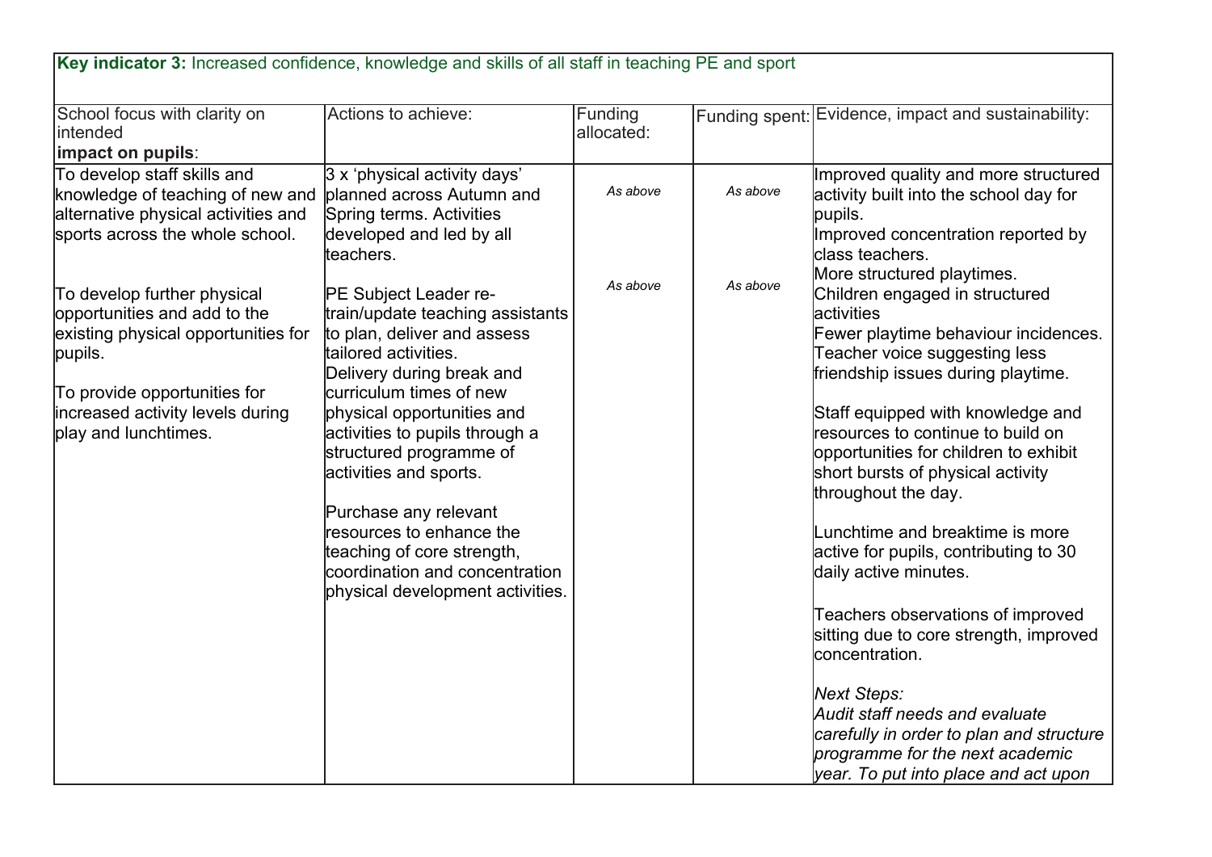**Key indicator 3:** Increased confidence, knowledge and skills of all staff in teaching PE and sport

| School focus with clarity on intended **impact on pupils**: | Actions to achieve: | Funding allocated: | Funding spent: | Evidence, impact and sustainability: |
|---|---|---|---|---|
| To develop staff skills and knowledge of teaching of new and alternative physical activities and sports across the whole school.<br><br>To develop further physical opportunities and add to the existing physical opportunities for pupils.<br><br>To provide opportunities for increased activity levels during play and lunchtimes. | 3 x 'physical activity days' planned across Autumn and Spring terms. Activities developed and led by all teachers.<br><br>PE Subject Leader re-train/update teaching assistants to plan, deliver and assess tailored activities.<br>Delivery during break and curriculum times of new physical opportunities and activities to pupils through a structured programme of activities and sports.<br><br>Purchase any relevant resources to enhance the teaching of core strength, coordination and concentration physical development activities. | *As above*<br><br>*As above* | *As above*<br><br>*As above* | Improved quality and more structured activity built into the school day for pupils.<br>Improved concentration reported by class teachers.<br>More structured playtimes.<br>Children engaged in structured activities<br>Fewer playtime behaviour incidences.<br>Teacher voice suggesting less friendship issues during playtime.<br><br>Staff equipped with knowledge and resources to continue to build on opportunities for children to exhibit short bursts of physical activity throughout the day.<br><br>Lunchtime and breaktime is more active for pupils, contributing to 30 daily active minutes.<br><br>Teachers observations of improved sitting due to core strength, improved concentration.<br><br>*Next Steps:*<br>*Audit staff needs and evaluate carefully in order to plan and structure programme for the next academic year. To put into place and act upon* |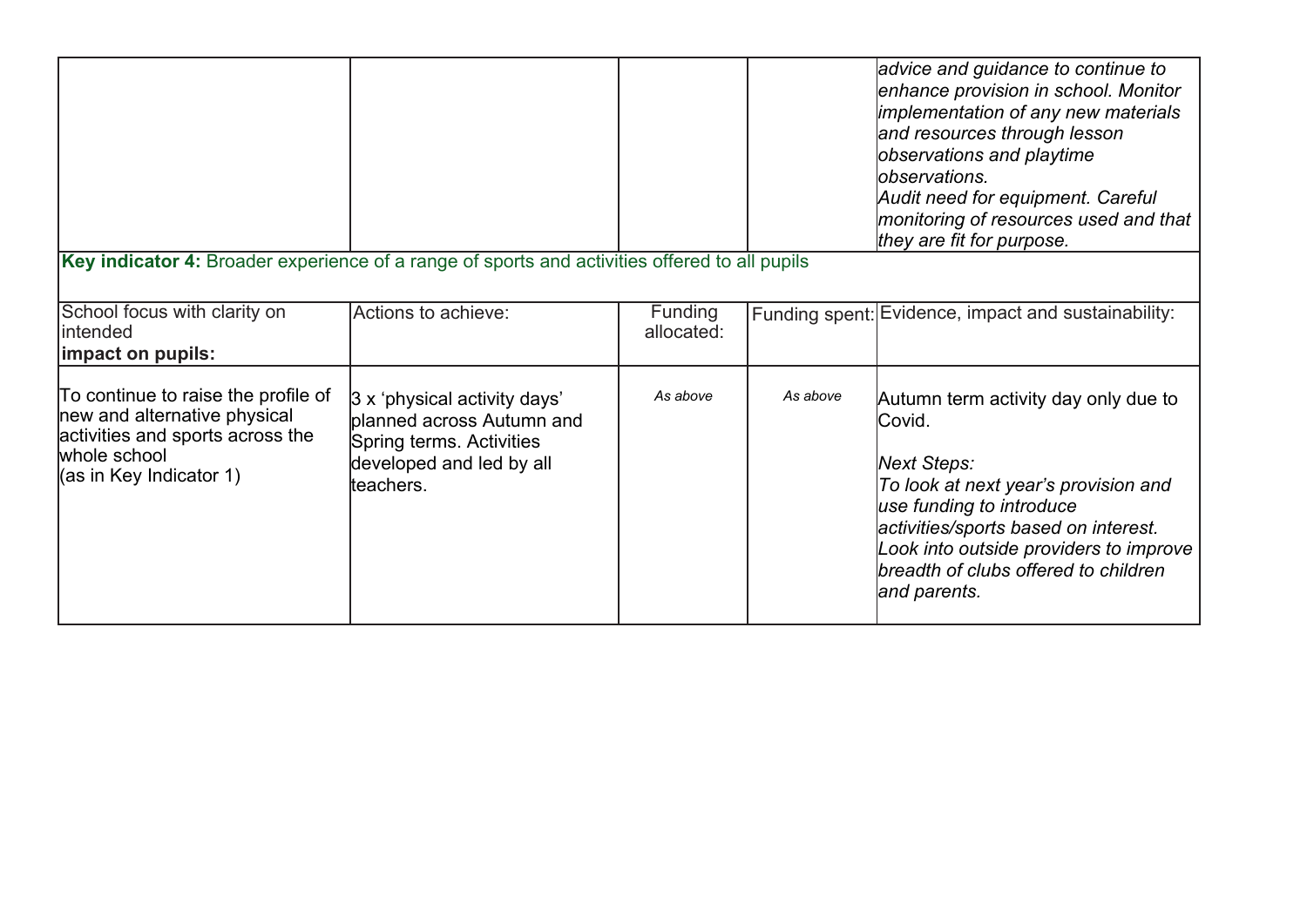| | | | | |
|---|---|---|---|---|
| | | | | *advice and guidance to continue to enhance provision in school. Monitor implementation of any new materials and resources through lesson observations and playtime observations.* *Audit need for equipment. Careful monitoring of resources used and that they are fit for purpose.* |

**Key indicator 4:** Broader experience of a range of sports and activities offered to all pupils

| School focus with clarity on intended **impact on pupils:** | Actions to achieve: | Funding allocated: | Funding spent: | Evidence, impact and sustainability: |
|---|---|---|---|---|
| To continue to raise the profile of new and alternative physical activities and sports across the whole school (as in Key Indicator 1) | 3 x 'physical activity days' planned across Autumn and Spring terms. Activities developed and led by all teachers. | *As above* | *As above* | Autumn term activity day only due to Covid.<br><br>*Next Steps:*<br>*To look at next year's provision and use funding to introduce activities/sports based on interest. Look into outside providers to improve breadth of clubs offered to children and parents.* |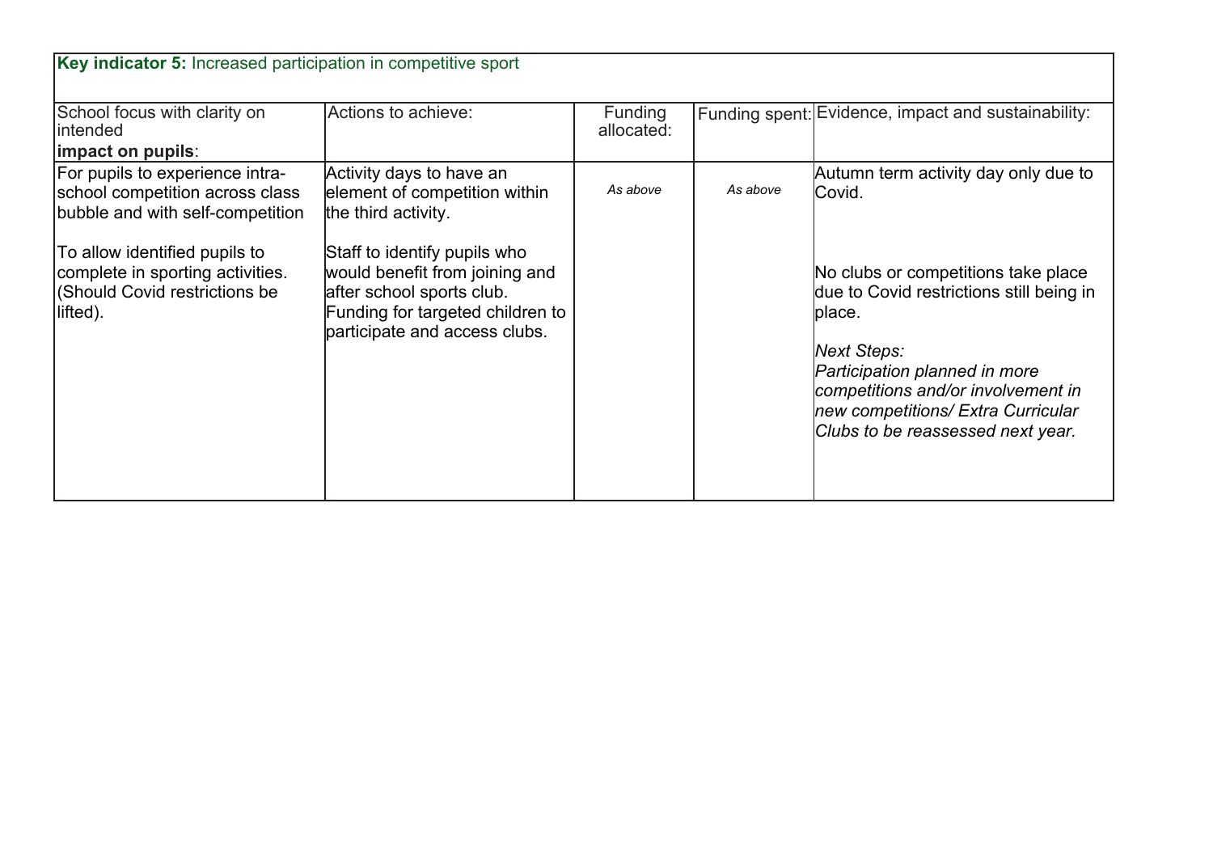**Key indicator 5:** Increased participation in competitive sport

| School focus with clarity on intended **impact on pupils**: | Actions to achieve: | Funding allocated: | Funding spent: | Evidence, impact and sustainability: |
|---|---|---|---|---|
| For pupils to experience intra-school competition across class bubble and with self-competition<br><br>To allow identified pupils to complete in sporting activities. (Should Covid restrictions be lifted). | Activity days to have an element of competition within the third activity.<br><br>Staff to identify pupils who would benefit from joining and after school sports club. Funding for targeted children to participate and access clubs. | *As above* | *As above* | Autumn term activity day only due to Covid.<br><br>No clubs or competitions take place due to Covid restrictions still being in place.<br><br>*Next Steps:*<br>*Participation planned in more competitions and/or involvement in new competitions/ Extra Curricular Clubs to be reassessed next year.* |